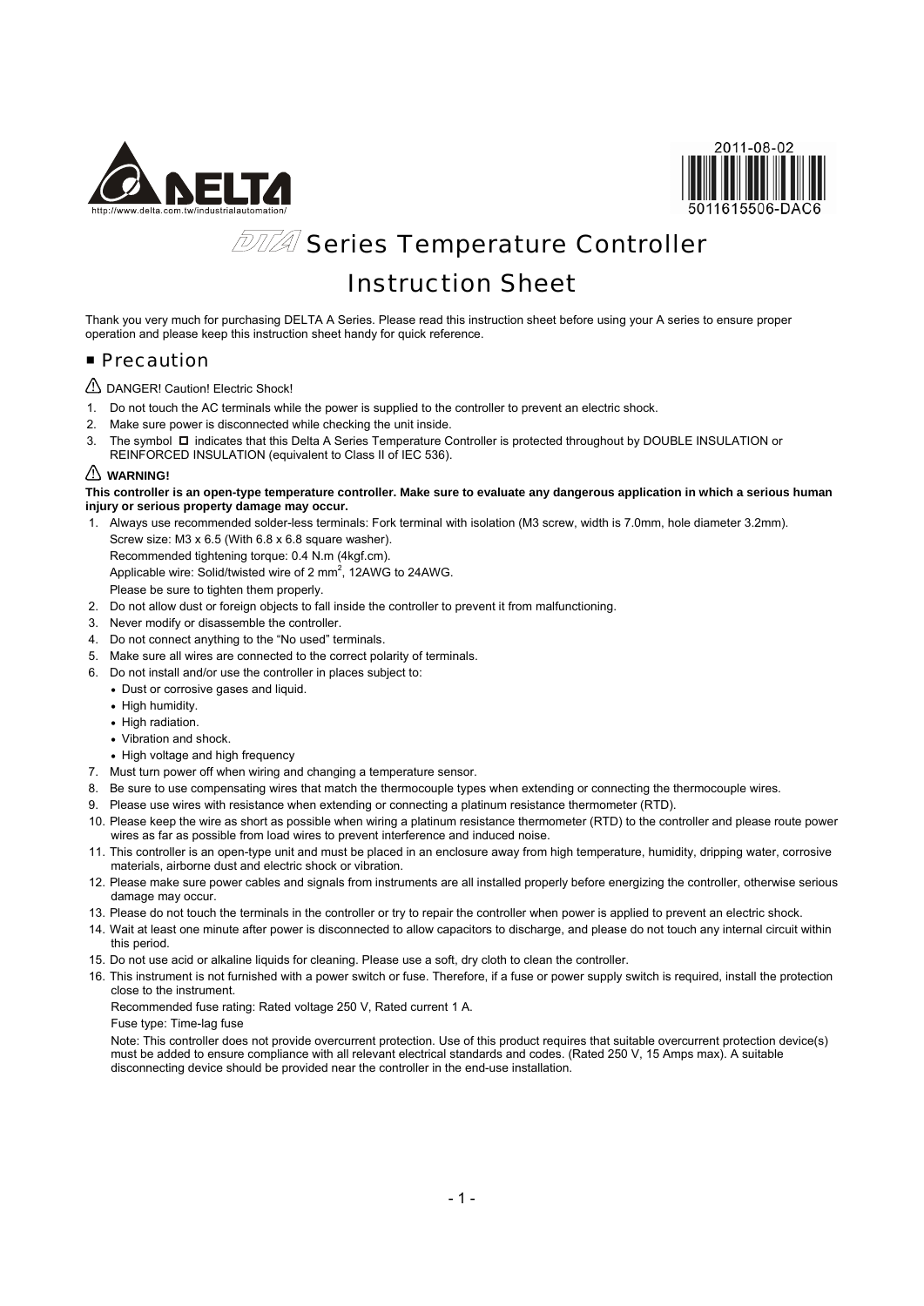# DTA Series Temperature Controller

# Instruction Sheet

Thank you very much for purchasing DELTA A Series. Please read this instruction sheet before using your A series to ensure proper operation and please keep this instruction sheet handy for quick reference.

## ■ Precaution

⚠ DANGER! Caution! Electric Shock!

1. Do not touch the AC terminals while the power is supplied to the controller to prevent an electric shock.
2. Make sure power is disconnected while checking the unit inside.
3. The symbol ◘ indicates that this Delta A Series Temperature Controller is protected throughout by DOUBLE INSULATION or REINFORCED INSULATION (equivalent to Class II of IEC 536).

⚠ **WARNING!**

**This controller is an open-type temperature controller. Make sure to evaluate any dangerous application in which a serious human injury or serious property damage may occur.**

1. Always use recommended solder-less terminals: Fork terminal with isolation (M3 screw, width is 7.0mm, hole diameter 3.2mm).
   Screw size: M3 x 6.5 (With 6.8 x 6.8 square washer).
   Recommended tightening torque: 0.4 N.m (4kgf.cm).
   Applicable wire: Solid/twisted wire of 2 $mm^2$, 12AWG to 24AWG.
   Please be sure to tighten them properly.
2. Do not allow dust or foreign objects to fall inside the controller to prevent it from malfunctioning.
3. Never modify or disassemble the controller.
4. Do not connect anything to the "No used" terminals.
5. Make sure all wires are connected to the correct polarity of terminals.
6. Do not install and/or use the controller in places subject to:
   - Dust or corrosive gases and liquid.
   - High humidity.
   - High radiation.
   - Vibration and shock.
   - High voltage and high frequency
7. Must turn power off when wiring and changing a temperature sensor.
8. Be sure to use compensating wires that match the thermocouple types when extending or connecting the thermocouple wires.
9. Please use wires with resistance when extending or connecting a platinum resistance thermometer (RTD).
10. Please keep the wire as short as possible when wiring a platinum resistance thermometer (RTD) to the controller and please route power wires as far as possible from load wires to prevent interference and induced noise.
11. This controller is an open-type unit and must be placed in an enclosure away from high temperature, humidity, dripping water, corrosive materials, airborne dust and electric shock or vibration.
12. Please make sure power cables and signals from instruments are all installed properly before energizing the controller, otherwise serious damage may occur.
13. Please do not touch the terminals in the controller or try to repair the controller when power is applied to prevent an electric shock.
14. Wait at least one minute after power is disconnected to allow capacitors to discharge, and please do not touch any internal circuit within this period.
15. Do not use acid or alkaline liquids for cleaning. Please use a soft, dry cloth to clean the controller.
16. This instrument is not furnished with a power switch or fuse. Therefore, if a fuse or power supply switch is required, install the protection close to the instrument.
    Recommended fuse rating: Rated voltage 250 V, Rated current 1 A.
    Fuse type: Time-lag fuse
    Note: This controller does not provide overcurrent protection. Use of this product requires that suitable overcurrent protection device(s) must be added to ensure compliance with all relevant electrical standards and codes. (Rated 250 V, 15 Amps max). A suitable disconnecting device should be provided near the controller in the end-use installation.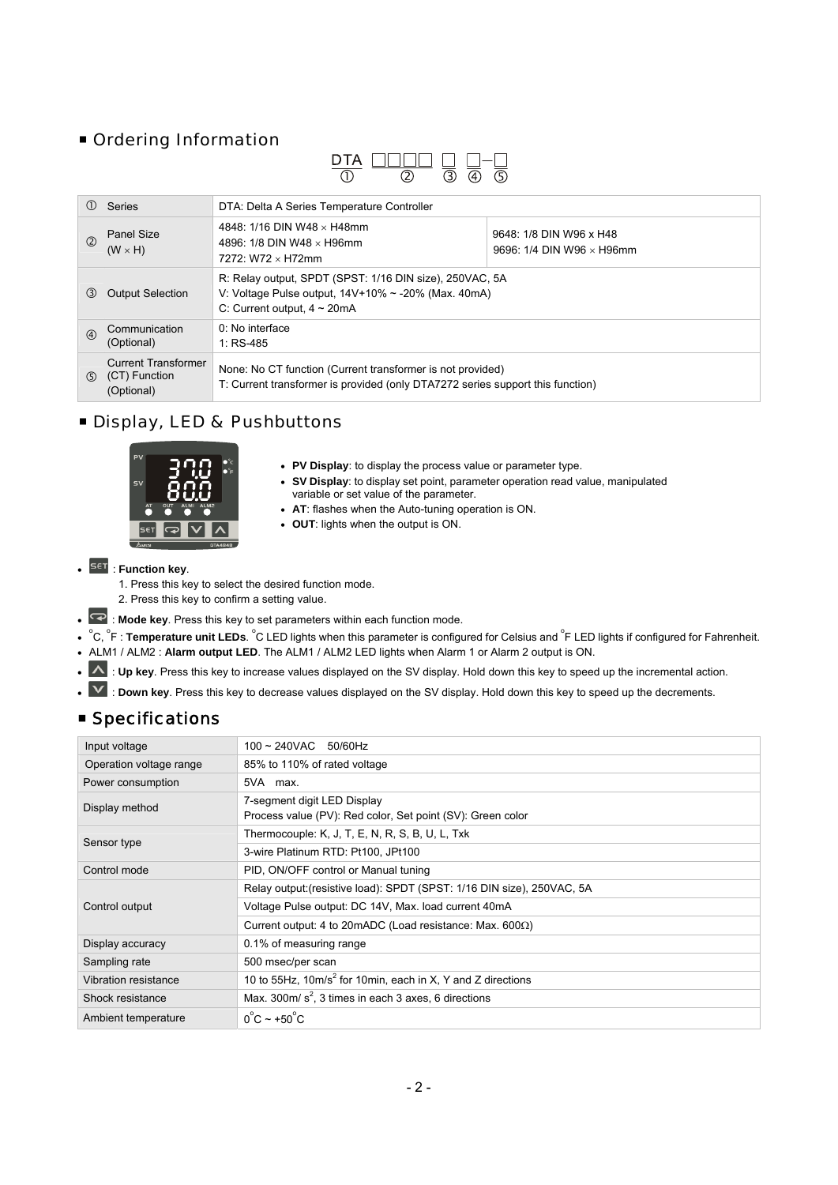## ■ Ordering Information

DTA □□□□ □ □–□
① ② ③ ④ ⑤

| | | | |
|---|---|---|---|
| ① | Series | DTA: Delta A Series Temperature Controller | |
| ② | Panel Size (W × H) | 4848: 1/16 DIN W48 × H48mm<br>4896: 1/8 DIN W48 × H96mm<br>7272: W72 × H72mm | 9648: 1/8 DIN W96 x H48<br>9696: 1/4 DIN W96 × H96mm |
| ③ | Output Selection | R: Relay output, SPDT (SPST: 1/16 DIN size), 250VAC, 5A<br>V: Voltage Pulse output, 14V+10% ~ -20% (Max. 40mA)<br>C: Current output, 4 ~ 20mA | |
| ④ | Communication (Optional) | 0: No interface<br>1: RS-485 | |
| ⑤ | Current Transformer (CT) Function (Optional) | None: No CT function (Current transformer is not provided)<br>T: Current transformer is provided (only DTA7272 series support this function) | |

## ■ Display, LED & Pushbuttons

- **PV Display**: to display the process value or parameter type.
- **SV Display**: to display set point, parameter operation read value, manipulated variable or set value of the parameter.
- **AT**: flashes when the Auto-tuning operation is ON.
- **OUT**: lights when the output is ON.

- SET : **Function key**.
  1. Press this key to select the desired function mode.
  2. Press this key to confirm a setting value.
- ↵ : **Mode key**. Press this key to set parameters within each function mode.
- °C, °F : **Temperature unit LEDs**. °C LED lights when this parameter is configured for Celsius and °F LED lights if configured for Fahrenheit.
- ALM1 / ALM2 : **Alarm output LED**. The ALM1 / ALM2 LED lights when Alarm 1 or Alarm 2 output is ON.
- ∧ : **Up key**. Press this key to increase values displayed on the SV display. Hold down this key to speed up the incremental action.
- ∨ : **Down key**. Press this key to decrease values displayed on the SV display. Hold down this key to speed up the decrements.

## ■ Specifications

| | |
|---|---|
| Input voltage | 100 ~ 240VAC 50/60Hz |
| Operation voltage range | 85% to 110% of rated voltage |
| Power consumption | 5VA max. |
| Display method | 7-segment digit LED Display<br>Process value (PV): Red color, Set point (SV): Green color |
| Sensor type | Thermocouple: K, J, T, E, N, R, S, B, U, L, Txk |
| | 3-wire Platinum RTD: Pt100, JPt100 |
| Control mode | PID, ON/OFF control or Manual tuning |
| Control output | Relay output:(resistive load): SPDT (SPST: 1/16 DIN size), 250VAC, 5A |
| | Voltage Pulse output: DC 14V, Max. load current 40mA |
| | Current output: 4 to 20mADC (Load resistance: Max. 600Ω) |
| Display accuracy | 0.1% of measuring range |
| Sampling rate | 500 msec/per scan |
| Vibration resistance | 10 to 55Hz, 10m/s$^2$ for 10min, each in X, Y and Z directions |
| Shock resistance | Max. 300m/ s$^2$, 3 times in each 3 axes, 6 directions |
| Ambient temperature | 0°C ~ +50°C |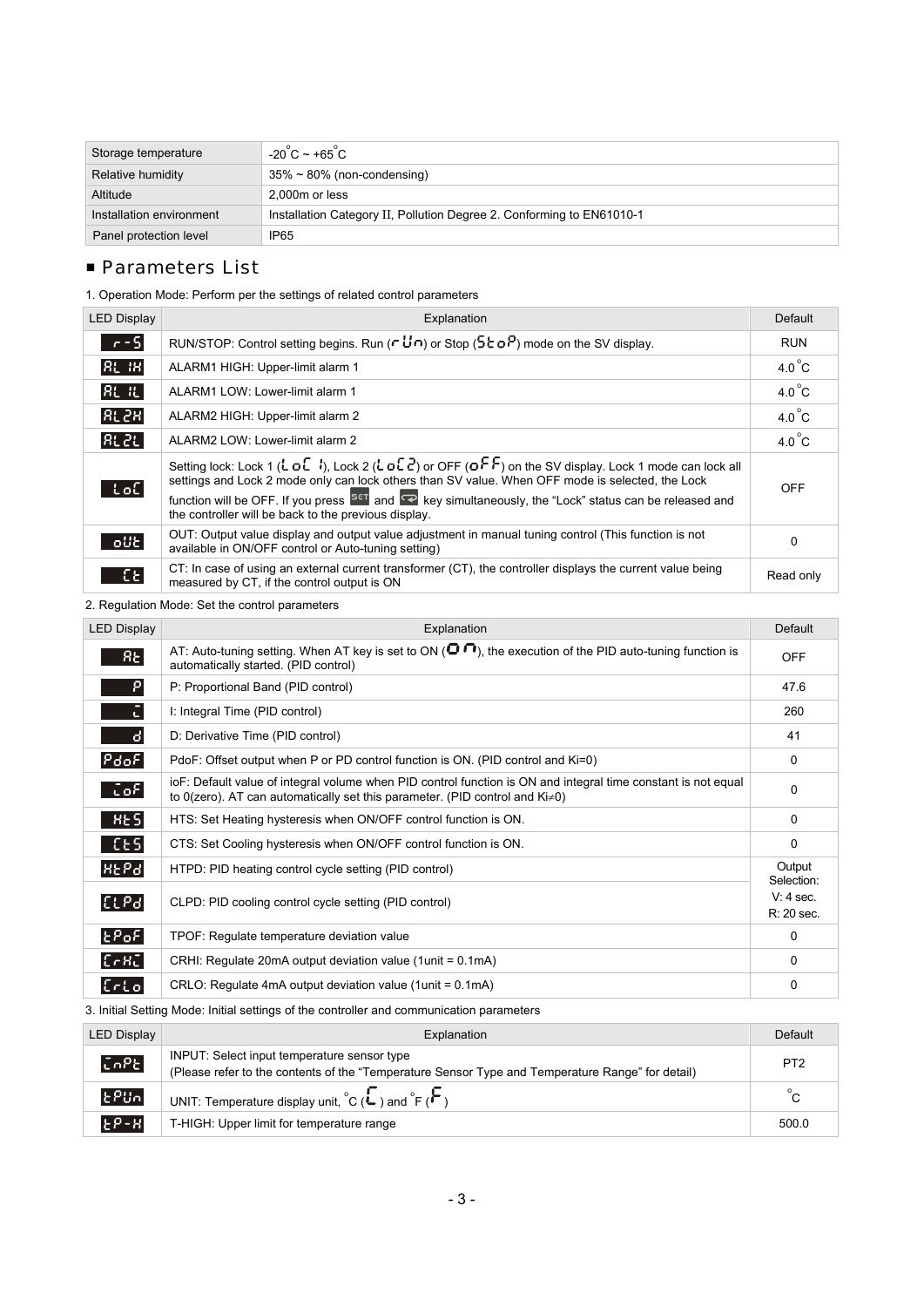| Storage temperature | -20°C ~ +65°C |
|---|---|
| Relative humidity | 35% ~ 80% (non-condensing) |
| Altitude | 2,000m or less |
| Installation environment | Installation Category II, Pollution Degree 2. Conforming to EN61010-1 |
| Panel protection level | IP65 |

## ■ Parameters List

1. Operation Mode: Perform per the settings of related control parameters

| LED Display | Explanation | Default |
|---|---|---|
| r-S | RUN/STOP: Control setting begins. Run (rUn) or Stop (StoP) mode on the SV display. | RUN |
| AL1H | ALARM1 HIGH: Upper-limit alarm 1 | 4.0°C |
| AL1L | ALARM1 LOW: Lower-limit alarm 1 | 4.0°C |
| AL2H | ALARM2 HIGH: Upper-limit alarm 2 | 4.0°C |
| AL2L | ALARM2 LOW: Lower-limit alarm 2 | 4.0°C |
| LoC | Setting lock: Lock 1 (LoC1), Lock 2 (LoC2) or OFF (oFF) on the SV display. Lock 1 mode can lock all settings and Lock 2 mode only can lock others than SV value. When OFF mode is selected, the Lock function will be OFF. If you press SET and ⟲ key simultaneously, the "Lock" status can be released and the controller will be back to the previous display. | OFF |
| oUt | OUT: Output value display and output value adjustment in manual tuning control (This function is not available in ON/OFF control or Auto-tuning setting) | 0 |
| Ct | CT: In case of using an external current transformer (CT), the controller displays the current value being measured by CT, if the control output is ON | Read only |

2. Regulation Mode: Set the control parameters

| LED Display | Explanation | Default |
|---|---|---|
| At | AT: Auto-tuning setting. When AT key is set to ON (on), the execution of the PID auto-tuning function is automatically started. (PID control) | OFF |
| P | P: Proportional Band (PID control) | 47.6 |
| i | I: Integral Time (PID control) | 260 |
| d | D: Derivative Time (PID control) | 41 |
| PdoF | PdoF: Offset output when P or PD control function is ON. (PID control and Ki=0) | 0 |
| ioF | ioF: Default value of integral volume when PID control function is ON and integral time constant is not equal to 0(zero). AT can automatically set this parameter. (PID control and Ki≠0) | 0 |
| HtS | HTS: Set Heating hysteresis when ON/OFF control function is ON. | 0 |
| CtS | CTS: Set Cooling hysteresis when ON/OFF control function is ON. | 0 |
| HtPd | HTPD: PID heating control cycle setting (PID control) | Output Selection: V: 4 sec. R: 20 sec. |
| CLPd | CLPD: PID cooling control cycle setting (PID control) | |
| tPoF | TPOF: Regulate temperature deviation value | 0 |
| CrHi | CRHI: Regulate 20mA output deviation value (1unit = 0.1mA) | 0 |
| CrLo | CRLO: Regulate 4mA output deviation value (1unit = 0.1mA) | 0 |

3. Initial Setting Mode: Initial settings of the controller and communication parameters

| LED Display | Explanation | Default |
|---|---|---|
| inPt | INPUT: Select input temperature sensor type<br>(Please refer to the contents of the "Temperature Sensor Type and Temperature Range" for detail) | PT2 |
| tPUn | UNIT: Temperature display unit, °C (C) and °F (F) | °C |
| tP-H | T-HIGH: Upper limit for temperature range | 500.0 |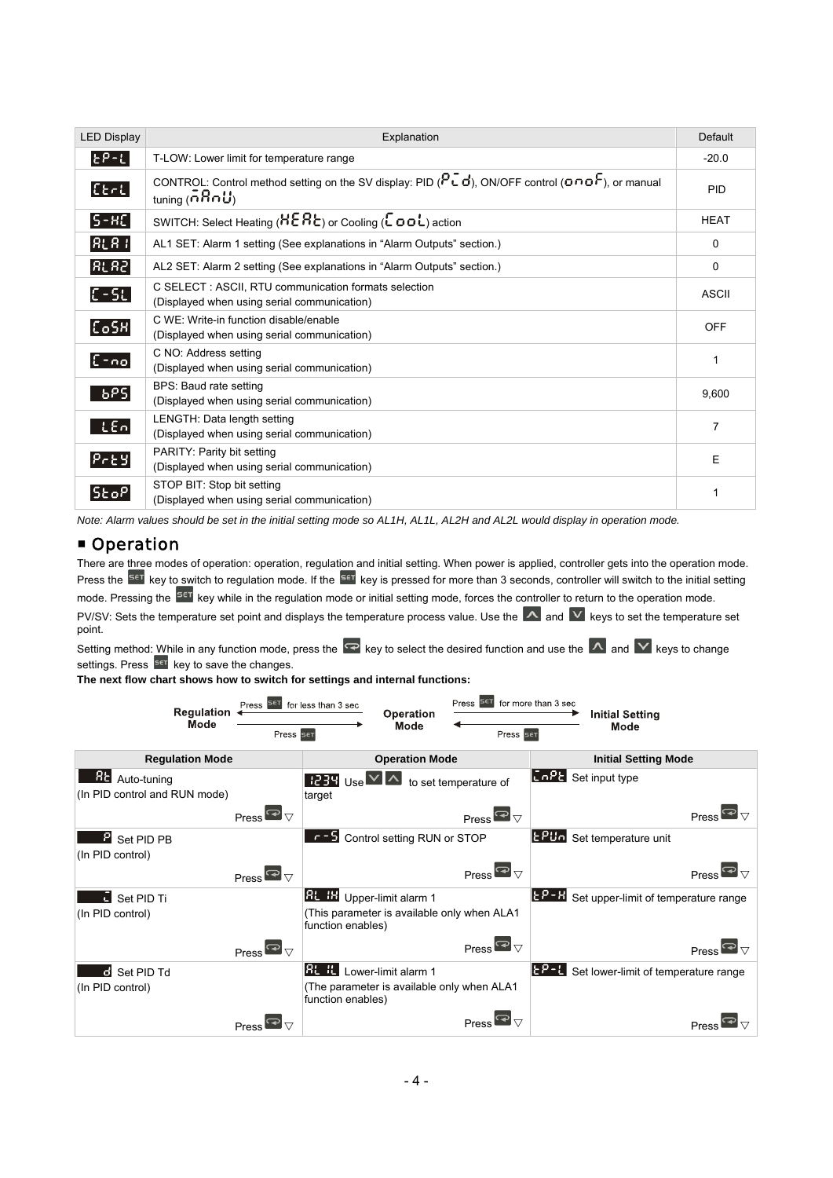| LED Display | Explanation | Default |
| --- | --- | --- |
| tP-L | T-LOW: Lower limit for temperature range | -20.0 |
| CtrL | CONTROL: Control method setting on the SV display: PID (PId), ON/OFF control (onoF), or manual tuning (MAnU) | PID |
| S-HC | SWITCH: Select Heating (HEAt) or Cooling (CooL) action | HEAT |
| ALA1 | AL1 SET: Alarm 1 setting (See explanations in "Alarm Outputs" section.) | 0 |
| ALA2 | AL2 SET: Alarm 2 setting (See explanations in "Alarm Outputs" section.) | 0 |
| C-SL | C SELECT : ASCII, RTU communication formats selection (Displayed when using serial communication) | ASCII |
| CoSH | C WE: Write-in function disable/enable (Displayed when using serial communication) | OFF |
| C-no | C NO: Address setting (Displayed when using serial communication) | 1 |
| bPS | BPS: Baud rate setting (Displayed when using serial communication) | 9,600 |
| LEn | LENGTH: Data length setting (Displayed when using serial communication) | 7 |
| PrtY | PARITY: Parity bit setting (Displayed when using serial communication) | E |
| StoP | STOP BIT: Stop bit setting (Displayed when using serial communication) | 1 |

*Note: Alarm values should be set in the initial setting mode so AL1H, AL1L, AL2H and AL2L would display in operation mode.*

## ■ Operation

There are three modes of operation: operation, regulation and initial setting. When power is applied, controller gets into the operation mode. Press the SET key to switch to regulation mode. If the SET key is pressed for more than 3 seconds, controller will switch to the initial setting mode. Pressing the SET key while in the regulation mode or initial setting mode, forces the controller to return to the operation mode.

PV/SV: Sets the temperature set point and displays the temperature process value. Use the ▲ and ▼ keys to set the temperature set point.

Setting method: While in any function mode, press the ↩ key to select the desired function and use the ▲ and ▼ keys to change settings. Press SET key to save the changes.

**The next flow chart shows how to switch for settings and internal functions:**

Regulation Mode ← Press SET for less than 3 sec — Operation Mode — Press SET for more than 3 sec → Initial Setting Mode

Regulation Mode — Press SET → Operation Mode ← Press SET — Initial Setting Mode

| Regulation Mode | Operation Mode | Initial Setting Mode |
| --- | --- | --- |
| At Auto-tuning (In PID control and RUN mode) Press ↩ ▽ | 1234 Use ▼ ▲ to set temperature of target Press ↩ ▽ | inPt Set input type Press ↩ ▽ |
| P Set PID PB (In PID control) Press ↩ ▽ | r-S Control setting RUN or STOP Press ↩ ▽ | tPUn Set temperature unit Press ↩ ▽ |
| i Set PID Ti (In PID control) Press ↩ ▽ | AL1H Upper-limit alarm 1 (This parameter is available only when ALA1 function enables) Press ↩ ▽ | tP-H Set upper-limit of temperature range Press ↩ ▽ |
| d Set PID Td (In PID control) Press ↩ ▽ | AL1L Lower-limit alarm 1 (The parameter is available only when ALA1 function enables) Press ↩ ▽ | tP-L Set lower-limit of temperature range Press ↩ ▽ |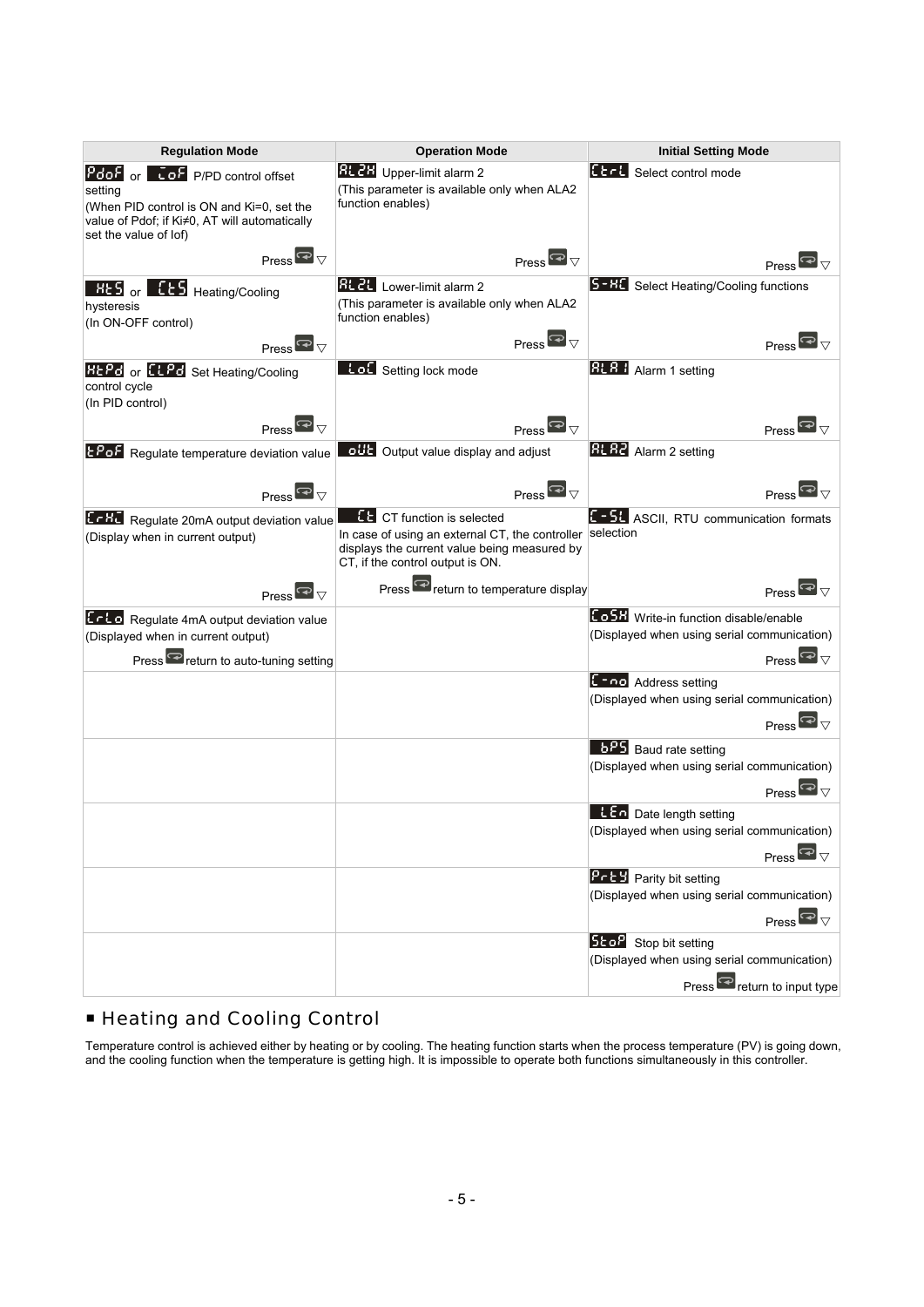| Regulation Mode | Operation Mode | Initial Setting Mode |
|---|---|---|
| PdoF or ioF P/PD control offset setting (When PID control is ON and Ki=0, set the value of Pdof; if Ki≠0, AT will automatically set the value of Iof) Press ▽ | AL2H Upper-limit alarm 2 (This parameter is available only when ALA2 function enables) Press ▽ | CtrL Select control mode Press ▽ |
| HtS or CtS Heating/Cooling hysteresis (In ON-OFF control) Press ▽ | AL2L Lower-limit alarm 2 (This parameter is available only when ALA2 function enables) Press ▽ | S-HC Select Heating/Cooling functions Press ▽ |
| HtPd or CLPd Set Heating/Cooling control cycle (In PID control) Press ▽ | LoC Setting lock mode Press ▽ | ALA1 Alarm 1 setting Press ▽ |
| tPoF Regulate temperature deviation value Press ▽ | oUt Output value display and adjust Press ▽ | ALA2 Alarm 2 setting Press ▽ |
| CrHi Regulate 20mA output deviation value (Display when in current output) Press ▽ | Ct CT function is selected In case of using an external CT, the controller displays the current value being measured by CT, if the control output is ON. Press return to temperature display | C-SL ASCII, RTU communication formats selection Press ▽ |
| CrLo Regulate 4mA output deviation value (Displayed when in current output) Press return to auto-tuning setting | | CoSH Write-in function disable/enable (Displayed when using serial communication) Press ▽ |
| | | C-no Address setting (Displayed when using serial communication) Press ▽ |
| | | bPS Baud rate setting (Displayed when using serial communication) Press ▽ |
| | | LEn Date length setting (Displayed when using serial communication) Press ▽ |
| | | PrtY Parity bit setting (Displayed when using serial communication) Press ▽ |
| | | StoP Stop bit setting (Displayed when using serial communication) Press return to input type |

## ■ Heating and Cooling Control

Temperature control is achieved either by heating or by cooling. The heating function starts when the process temperature (PV) is going down, and the cooling function when the temperature is getting high. It is impossible to operate both functions simultaneously in this controller.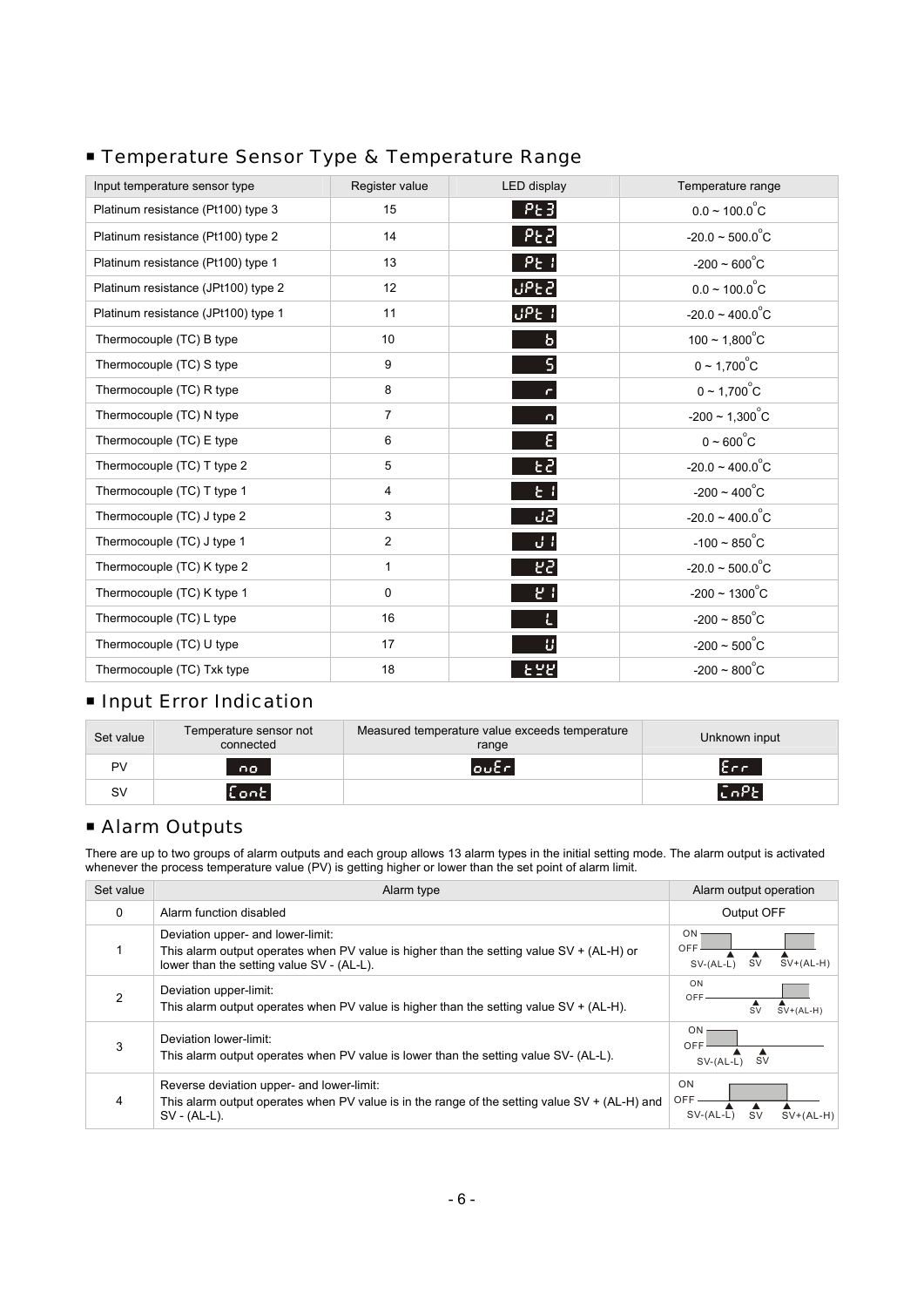## ■ Temperature Sensor Type & Temperature Range

| Input temperature sensor type | Register value | LED display | Temperature range |
|---|---|---|---|
| Platinum resistance (Pt100) type 3 | 15 | Pt3 | 0.0 ~ 100.0°C |
| Platinum resistance (Pt100) type 2 | 14 | Pt2 | -20.0 ~ 500.0°C |
| Platinum resistance (Pt100) type 1 | 13 | Pt1 | -200 ~ 600°C |
| Platinum resistance (JPt100) type 2 | 12 | JPt2 | 0.0 ~ 100.0°C |
| Platinum resistance (JPt100) type 1 | 11 | JPt1 | -20.0 ~ 400.0°C |
| Thermocouple (TC) B type | 10 | b | 100 ~ 1,800°C |
| Thermocouple (TC) S type | 9 | S | 0 ~ 1,700°C |
| Thermocouple (TC) R type | 8 | r | 0 ~ 1,700°C |
| Thermocouple (TC) N type | 7 | n | -200 ~ 1,300°C |
| Thermocouple (TC) E type | 6 | E | 0 ~ 600°C |
| Thermocouple (TC) T type 2 | 5 | t2 | -20.0 ~ 400.0°C |
| Thermocouple (TC) T type 1 | 4 | t1 | -200 ~ 400°C |
| Thermocouple (TC) J type 2 | 3 | J2 | -20.0 ~ 400.0°C |
| Thermocouple (TC) J type 1 | 2 | J1 | -100 ~ 850°C |
| Thermocouple (TC) K type 2 | 1 | K2 | -20.0 ~ 500.0°C |
| Thermocouple (TC) K type 1 | 0 | K1 | -200 ~ 1300°C |
| Thermocouple (TC) L type | 16 | L | -200 ~ 850°C |
| Thermocouple (TC) U type | 17 | U | -200 ~ 500°C |
| Thermocouple (TC) Txk type | 18 | tXK | -200 ~ 800°C |

## ■ Input Error Indication

| Set value | Temperature sensor not connected | Measured temperature value exceeds temperature range | Unknown input |
|---|---|---|---|
| PV | no | ouEr | Err |
| SV | Cont | | InPt |

## ■ Alarm Outputs

There are up to two groups of alarm outputs and each group allows 13 alarm types in the initial setting mode. The alarm output is activated whenever the process temperature value (PV) is getting higher or lower than the set point of alarm limit.

| Set value | Alarm type | Alarm output operation |
|---|---|---|
| 0 | Alarm function disabled | Output OFF |
| 1 | Deviation upper- and lower-limit:<br>This alarm output operates when PV value is higher than the setting value SV + (AL-H) or lower than the setting value SV - (AL-L). | ON / OFF; SV-(AL-L), SV, SV+(AL-H) |
| 2 | Deviation upper-limit:<br>This alarm output operates when PV value is higher than the setting value SV + (AL-H). | ON / OFF; SV, SV+(AL-H) |
| 3 | Deviation lower-limit:<br>This alarm output operates when PV value is lower than the setting value SV- (AL-L). | ON / OFF; SV-(AL-L), SV |
| 4 | Reverse deviation upper- and lower-limit:<br>This alarm output operates when PV value is in the range of the setting value SV + (AL-H) and SV - (AL-L). | ON / OFF; SV-(AL-L), SV, SV+(AL-H) |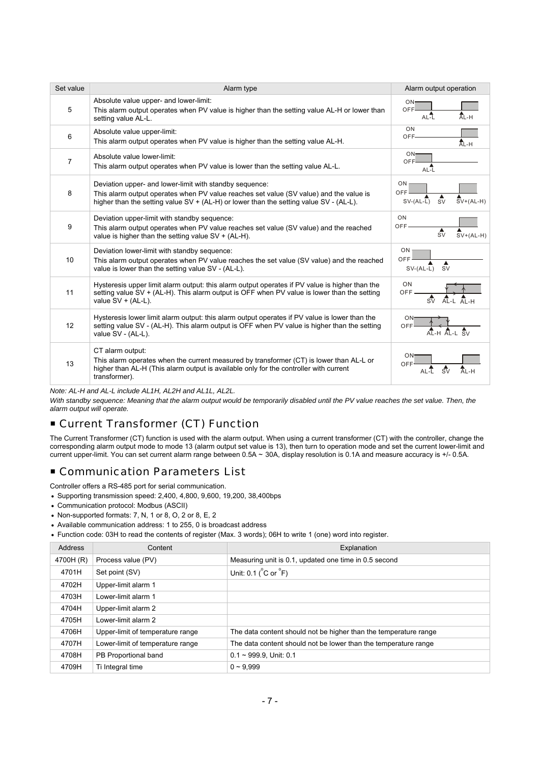| Set value | Alarm type | Alarm output operation |
|---|---|---|
| 5 | Absolute value upper- and lower-limit: This alarm output operates when PV value is higher than the setting value AL-H or lower than setting value AL-L. | ON OFF AL-L AL-H |
| 6 | Absolute value upper-limit: This alarm output operates when PV value is higher than the setting value AL-H. | ON OFF AL-H |
| 7 | Absolute value lower-limit: This alarm output operates when PV value is lower than the setting value AL-L. | ON OFF AL-L |
| 8 | Deviation upper- and lower-limit with standby sequence: This alarm output operates when PV value reaches set value (SV value) and the value is higher than the setting value SV + (AL-H) or lower than the setting value SV - (AL-L). | ON OFF SV-(AL-L) SV SV+(AL-H) |
| 9 | Deviation upper-limit with standby sequence: This alarm output operates when PV value reaches set value (SV value) and the reached value is higher than the setting value SV + (AL-H). | ON OFF SV SV+(AL-H) |
| 10 | Deviation lower-limit with standby sequence: This alarm output operates when PV value reaches the set value (SV value) and the reached value is lower than the setting value SV - (AL-L). | ON OFF SV-(AL-L) SV |
| 11 | Hysteresis upper limit alarm output: this alarm output operates if PV value is higher than the setting value SV + (AL-H). This alarm output is OFF when PV value is lower than the setting value SV + (AL-L). | ON OFF SV AL-L AL-H |
| 12 | Hysteresis lower limit alarm output: this alarm output operates if PV value is lower than the setting value SV - (AL-H). This alarm output is OFF when PV value is higher than the setting value SV - (AL-L). | ON OFF AL-H AL-L SV |
| 13 | CT alarm output: This alarm operates when the current measured by transformer (CT) is lower than AL-L or higher than AL-H (This alarm output is available only for the controller with current transformer). | ON OFF AL-L SV AL-H |

*Note: AL-H and AL-L include AL1H, AL2H and AL1L, AL2L.*

*With standby sequence: Meaning that the alarm output would be temporarily disabled until the PV value reaches the set value. Then, the alarm output will operate.*

## ■ Current Transformer (CT) Function

The Current Transformer (CT) function is used with the alarm output. When using a current transformer (CT) with the controller, change the corresponding alarm output mode to mode 13 (alarm output set value is 13), then turn to operation mode and set the current lower-limit and current upper-limit. You can set current alarm range between 0.5A ~ 30A, display resolution is 0.1A and measure accuracy is +/- 0.5A.

## ■ Communication Parameters List

Controller offers a RS-485 port for serial communication.

- Supporting transmission speed: 2,400, 4,800, 9,600, 19,200, 38,400bps
- Communication protocol: Modbus (ASCII)
- Non-supported formats: 7, N, 1 or 8, O, 2 or 8, E, 2
- Available communication address: 1 to 255, 0 is broadcast address
- Function code: 03H to read the contents of register (Max. 3 words); 06H to write 1 (one) word into register.

| Address | Content | Explanation |
|---|---|---|
| 4700H (R) | Process value (PV) | Measuring unit is 0.1, updated one time in 0.5 second |
| 4701H | Set point (SV) | Unit: 0.1 (°C or °F) |
| 4702H | Upper-limit alarm 1 | |
| 4703H | Lower-limit alarm 1 | |
| 4704H | Upper-limit alarm 2 | |
| 4705H | Lower-limit alarm 2 | |
| 4706H | Upper-limit of temperature range | The data content should not be higher than the temperature range |
| 4707H | Lower-limit of temperature range | The data content should not be lower than the temperature range |
| 4708H | PB Proportional band | 0.1 ~ 999.9, Unit: 0.1 |
| 4709H | Ti Integral time | 0 ~ 9,999 |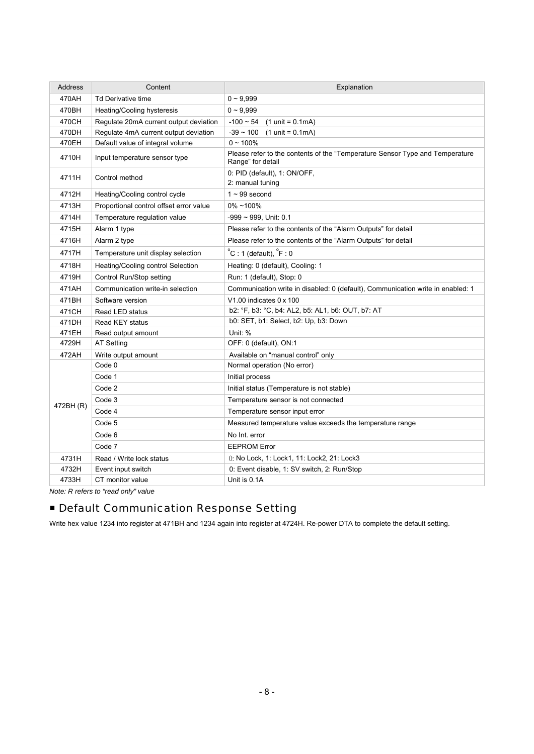| Address | Content | Explanation |
|---|---|---|
| 470AH | Td Derivative time | 0 ~ 9,999 |
| 470BH | Heating/Cooling hysteresis | 0 ~ 9,999 |
| 470CH | Regulate 20mA current output deviation | -100 ~ 54 (1 unit = 0.1mA) |
| 470DH | Regulate 4mA current output deviation | -39 ~ 100 (1 unit = 0.1mA) |
| 470EH | Default value of integral volume | 0 ~ 100% |
| 4710H | Input temperature sensor type | Please refer to the contents of the “Temperature Sensor Type and Temperature Range” for detail |
| 4711H | Control method | 0: PID (default), 1: ON/OFF, 2: manual tuning |
| 4712H | Heating/Cooling control cycle | 1 ~ 99 second |
| 4713H | Proportional control offset error value | 0% ~100% |
| 4714H | Temperature regulation value | -999 ~ 999, Unit: 0.1 |
| 4715H | Alarm 1 type | Please refer to the contents of the “Alarm Outputs” for detail |
| 4716H | Alarm 2 type | Please refer to the contents of the “Alarm Outputs” for detail |
| 4717H | Temperature unit display selection | °C : 1 (default), °F : 0 |
| 4718H | Heating/Cooling control Selection | Heating: 0 (default), Cooling: 1 |
| 4719H | Control Run/Stop setting | Run: 1 (default), Stop: 0 |
| 471AH | Communication write-in selection | Communication write in disabled: 0 (default), Communication write in enabled: 1 |
| 471BH | Software version | V1.00 indicates 0 x 100 |
| 471CH | Read LED status | b2: °F, b3: °C, b4: AL2, b5: AL1, b6: OUT, b7: AT |
| 471DH | Read KEY status | b0: SET, b1: Select, b2: Up, b3: Down |
| 471EH | Read output amount | Unit: % |
| 4729H | AT Setting | OFF: 0 (default), ON:1 |
| 472AH | Write output amount | Available on “manual control” only |
| 472BH (R) | Code 0 | Normal operation (No error) |
| | Code 1 | Initial process |
| | Code 2 | Initial status (Temperature is not stable) |
| | Code 3 | Temperature sensor is not connected |
| | Code 4 | Temperature sensor input error |
| | Code 5 | Measured temperature value exceeds the temperature range |
| | Code 6 | No Int. error |
| | Code 7 | EEPROM Error |
| 4731H | Read / Write lock status | 0: No Lock, 1: Lock1, 11: Lock2, 21: Lock3 |
| 4732H | Event input switch | 0: Event disable, 1: SV switch, 2: Run/Stop |
| 4733H | CT monitor value | Unit is 0.1A |

*Note: R refers to “read only” value*

## ■ Default Communication Response Setting

Write hex value 1234 into register at 471BH and 1234 again into register at 4724H. Re-power DTA to complete the default setting.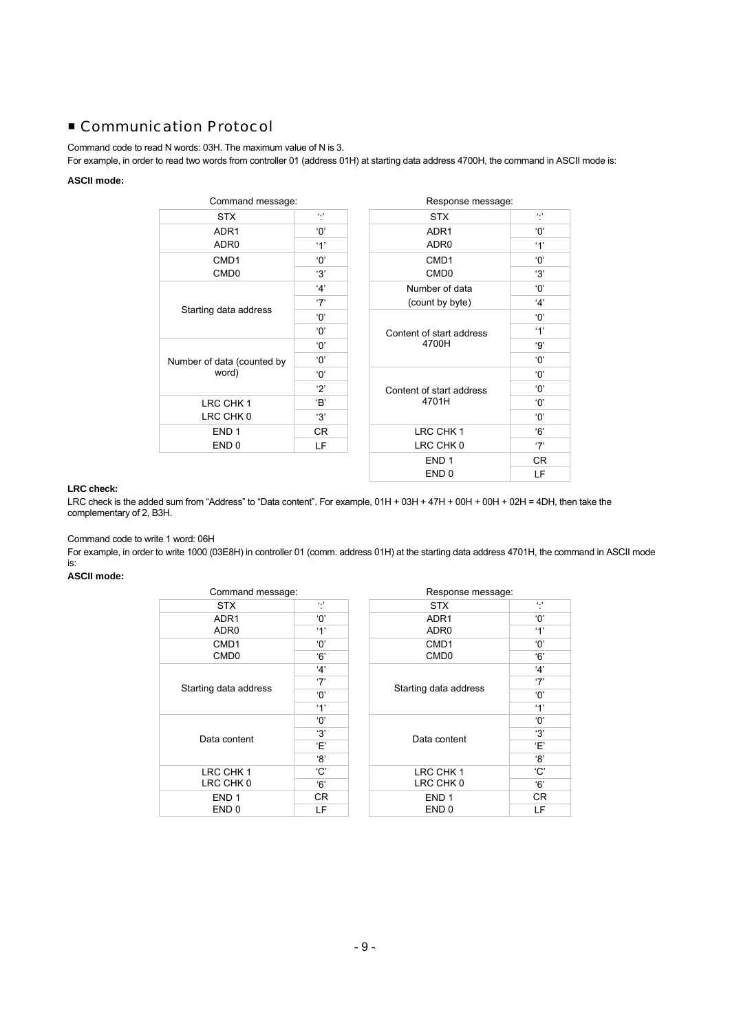## ■ Communication Protocol

Command code to read N words: 03H. The maximum value of N is 3.
For example, in order to read two words from controller 01 (address 01H) at starting data address 4700H, the command in ASCII mode is:

**ASCII mode:**

Command message:

| Field | Value |
|---|---|
| STX | ':' |
| ADR1 | '0' |
| ADR0 | '1' |
| CMD1 | '0' |
| CMD0 | '3' |
| Starting data address | '4' |
| | '7' |
| | '0' |
| | '0' |
| Number of data (counted by word) | '0' |
| | '0' |
| | '0' |
| | '2' |
| LRC CHK 1 | 'B' |
| LRC CHK 0 | '3' |
| END 1 | CR |
| END 0 | LF |

Response message:

| Field | Value |
|---|---|
| STX | ':' |
| ADR1 | '0' |
| ADR0 | '1' |
| CMD1 | '0' |
| CMD0 | '3' |
| Number of data (count by byte) | '0' |
| | '4' |
| Content of start address 4700H | '0' |
| | '1' |
| | '9' |
| | '0' |
| Content of start address 4701H | '0' |
| | '0' |
| | '0' |
| | '0' |
| LRC CHK 1 | '6' |
| LRC CHK 0 | '7' |
| END 1 | CR |
| END 0 | LF |

**LRC check:**

LRC check is the added sum from "Address" to "Data content". For example, 01H + 03H + 47H + 00H + 00H + 02H = 4DH, then take the complementary of 2, B3H.

Command code to write 1 word: 06H

For example, in order to write 1000 (03E8H) in controller 01 (comm. address 01H) at the starting data address 4701H, the command in ASCII mode is:

**ASCII mode:**

Command message:

| Field | Value |
|---|---|
| STX | ':' |
| ADR1 | '0' |
| ADR0 | '1' |
| CMD1 | '0' |
| CMD0 | '6' |
| Starting data address | '4' |
| | '7' |
| | '0' |
| | '1' |
| Data content | '0' |
| | '3' |
| | 'E' |
| | '8' |
| LRC CHK 1 | 'C' |
| LRC CHK 0 | '6' |
| END 1 | CR |
| END 0 | LF |

Response message:

| Field | Value |
|---|---|
| STX | ':' |
| ADR1 | '0' |
| ADR0 | '1' |
| CMD1 | '0' |
| CMD0 | '6' |
| Starting data address | '4' |
| | '7' |
| | '0' |
| | '1' |
| Data content | '0' |
| | '3' |
| | 'E' |
| | '8' |
| LRC CHK 1 | 'C' |
| LRC CHK 0 | '6' |
| END 1 | CR |
| END 0 | LF |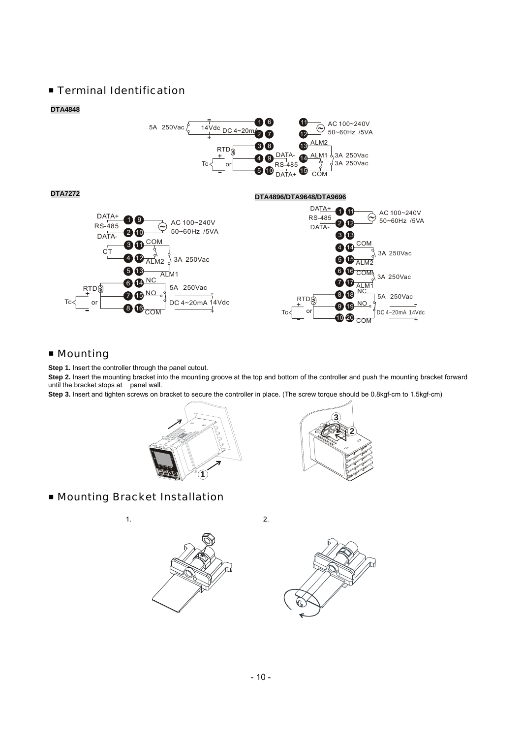## ■ Terminal Identification

**DTA4848**

**DTA7272**

**DTA4896/DTA9648/DTA9696**

## ■ Mounting

**Step 1.** Insert the controller through the panel cutout.

**Step 2.** Insert the mounting bracket into the mounting groove at the top and bottom of the controller and push the mounting bracket forward until the bracket stops at panel wall.

**Step 3.** Insert and tighten screws on bracket to secure the controller in place. (The screw torque should be 0.8kgf-cm to 1.5kgf-cm)

## ■ Mounting Bracket Installation

1.

2.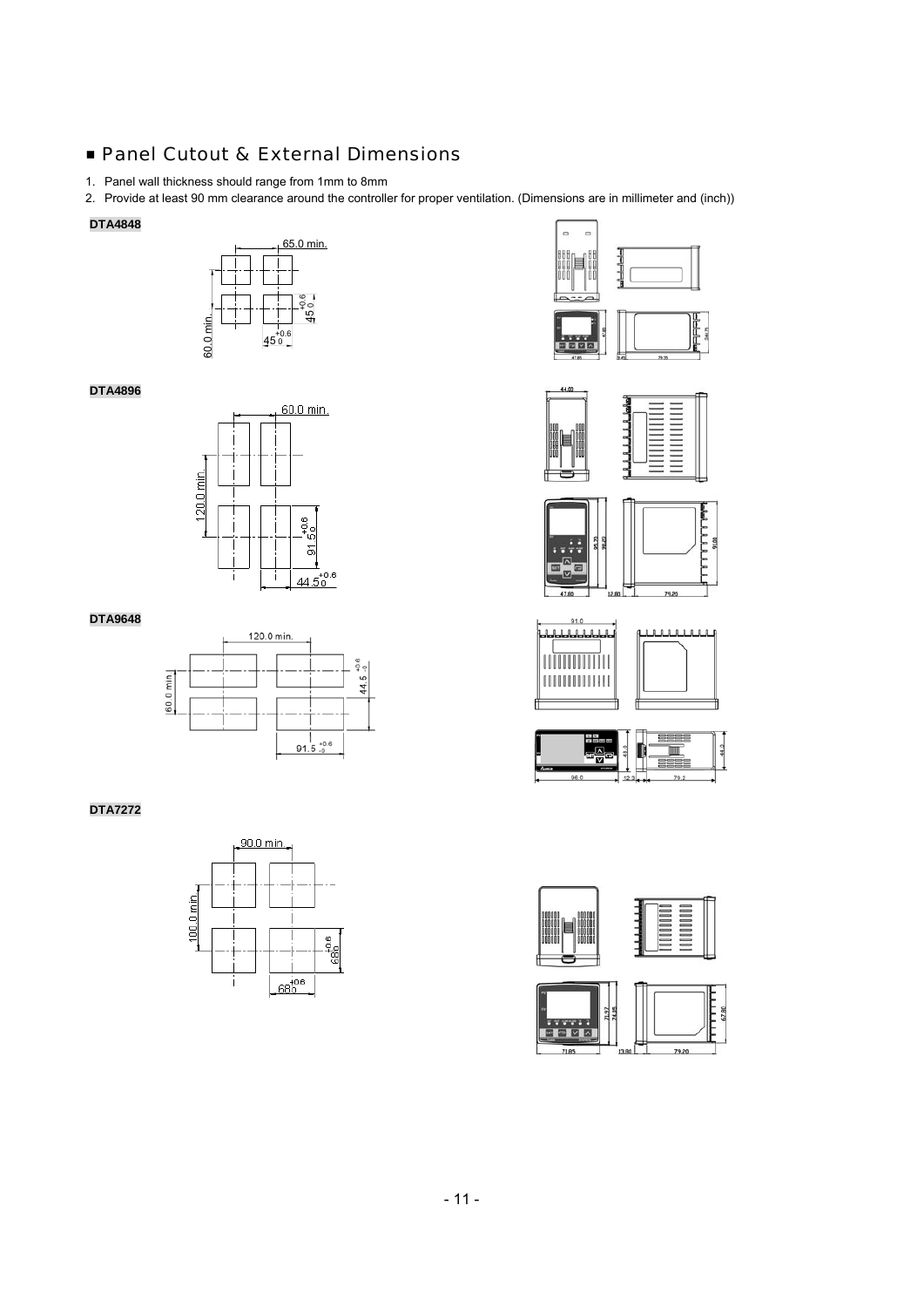## ■ Panel Cutout & External Dimensions

1. Panel wall thickness should range from 1mm to 8mm
2. Provide at least 90 mm clearance around the controller for proper ventilation. (Dimensions are in millimeter and (inch))

**DTA4848**

**DTA4896**

**DTA9648**

**DTA7272**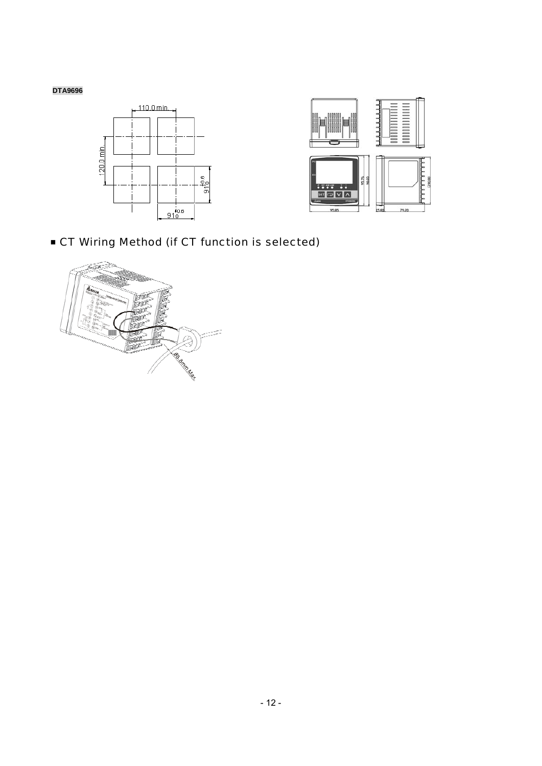**DTA9696**

110.0 min.

120.0 min.

$91^{+0.6}_{0}$

$91^{+0.6}_{0}$

95.85

95.75

96.05

15.80

79.20

□90.80

■ CT Wiring Method (if CT function is selected)

Ø6.8mm Max.